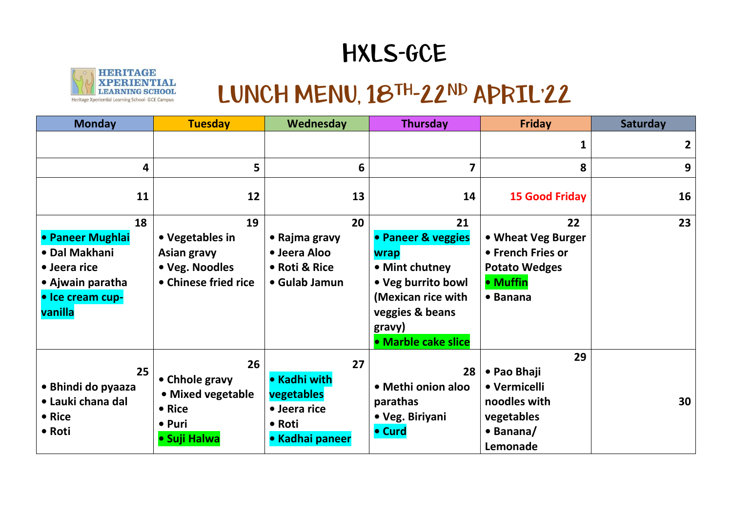# HXLS-GCE

HERITAGE XPERIENTIAL LEARNING SCHOOL
Heritage Xperiential Learning School- GCE Campus

## LUNCH MENU, 18TH-22ND APRIL'22

| Monday | Tuesday | Wednesday | Thursday | Friday | Saturday |
|---|---|---|---|---|---|
| | | | | 1 | 2 |
| 4 | 5 | 6 | 7 | 8 | 9 |
| 11 | 12 | 13 | 14 | 15 Good Friday | 16 |
| 18<br>• Paneer Mughlai<br>• Dal Makhani<br>• Jeera rice<br>• Ajwain paratha<br>• Ice cream cup-vanilla | 19<br>• Vegetables in Asian gravy<br>• Veg. Noodles<br>• Chinese fried rice | 20<br>• Rajma gravy<br>• Jeera Aloo<br>• Roti & Rice<br>• Gulab Jamun | 21<br>• Paneer & veggies wrap<br>• Mint chutney<br>• Veg burrito bowl (Mexican rice with veggies & beans gravy)<br>• Marble cake slice | 22<br>• Wheat Veg Burger<br>• French Fries or Potato Wedges<br>• Muffin<br>• Banana | 23 |
| 25<br>• Bhindi do pyaaza<br>• Lauki chana dal<br>• Rice<br>• Roti | 26<br>• Chhole gravy<br>• Mixed vegetable<br>• Rice<br>• Puri<br>• Suji Halwa | 27<br>• Kadhi with vegetables<br>• Jeera rice<br>• Roti<br>• Kadhai paneer | 28<br>• Methi onion aloo parathas<br>• Veg. Biriyani<br>• Curd | 29<br>• Pao Bhaji<br>• Vermicelli noodles with vegetables<br>• Banana/ Lemonade | 30 |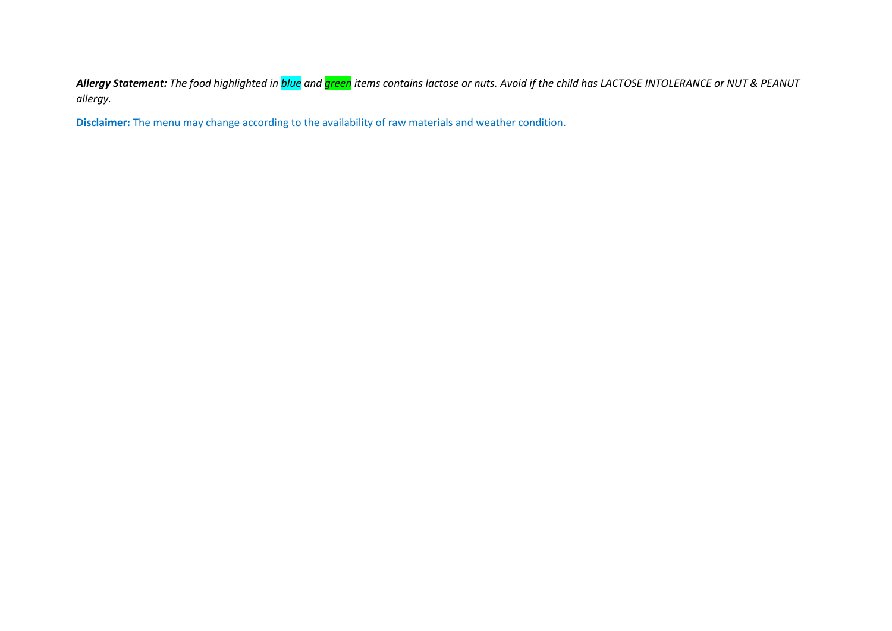***Allergy Statement:*** *The food highlighted in blue and green items contains lactose or nuts. Avoid if the child has LACTOSE INTOLERANCE or NUT & PEANUT allergy.*

**Disclaimer:** The menu may change according to the availability of raw materials and weather condition.